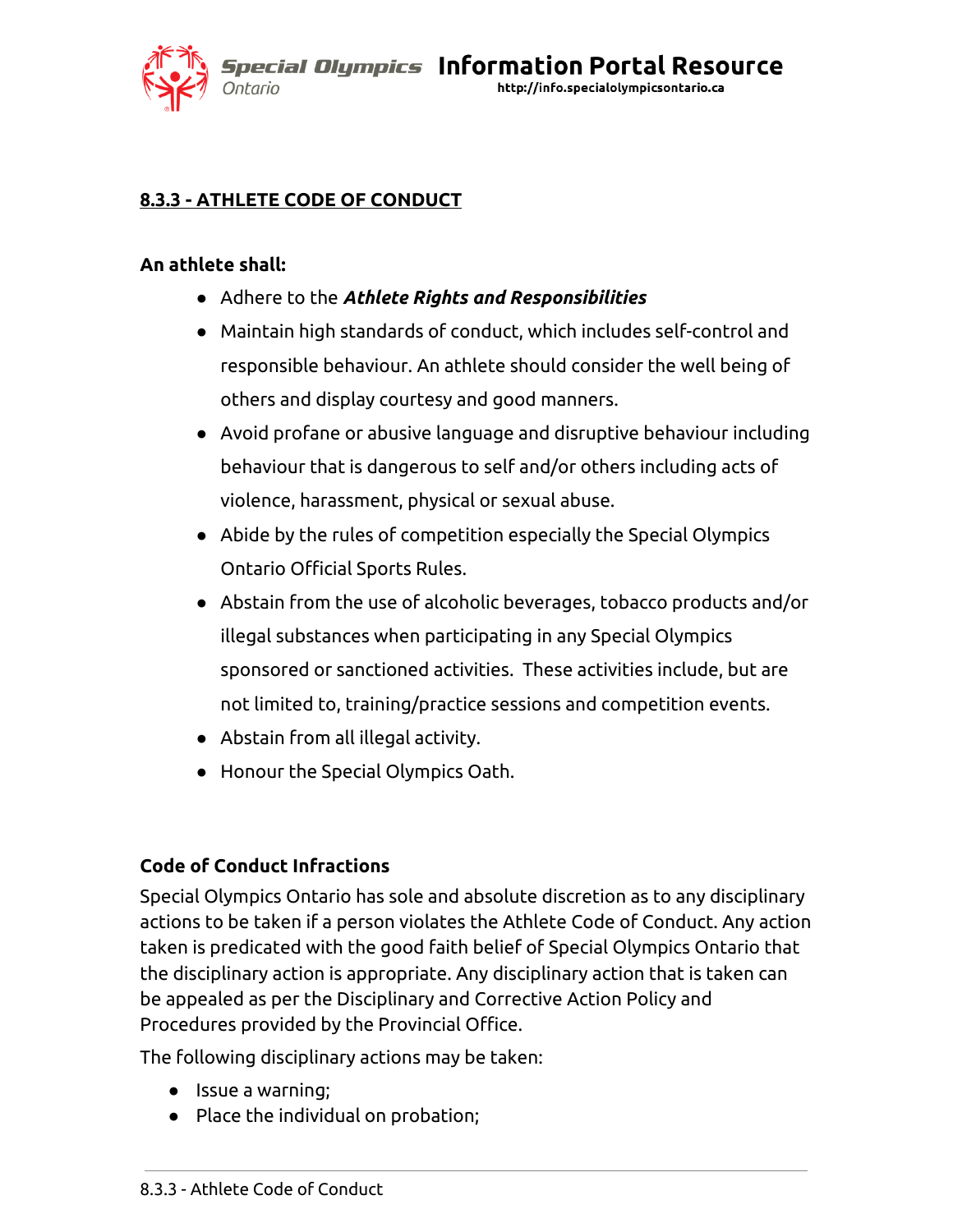## 8.3.3 - ATHLETE CODE OF CONDUCT

**An athlete shall:**

- Adhere to the ***Athlete Rights and Responsibilities***
- Maintain high standards of conduct, which includes self-control and responsible behaviour. An athlete should consider the well being of others and display courtesy and good manners.
- Avoid profane or abusive language and disruptive behaviour including behaviour that is dangerous to self and/or others including acts of violence, harassment, physical or sexual abuse.
- Abide by the rules of competition especially the Special Olympics Ontario Official Sports Rules.
- Abstain from the use of alcoholic beverages, tobacco products and/or illegal substances when participating in any Special Olympics sponsored or sanctioned activities. These activities include, but are not limited to, training/practice sessions and competition events.
- Abstain from all illegal activity.
- Honour the Special Olympics Oath.

### Code of Conduct Infractions

Special Olympics Ontario has sole and absolute discretion as to any disciplinary actions to be taken if a person violates the Athlete Code of Conduct. Any action taken is predicated with the good faith belief of Special Olympics Ontario that the disciplinary action is appropriate. Any disciplinary action that is taken can be appealed as per the Disciplinary and Corrective Action Policy and Procedures provided by the Provincial Office.

The following disciplinary actions may be taken:

- Issue a warning;
- Place the individual on probation;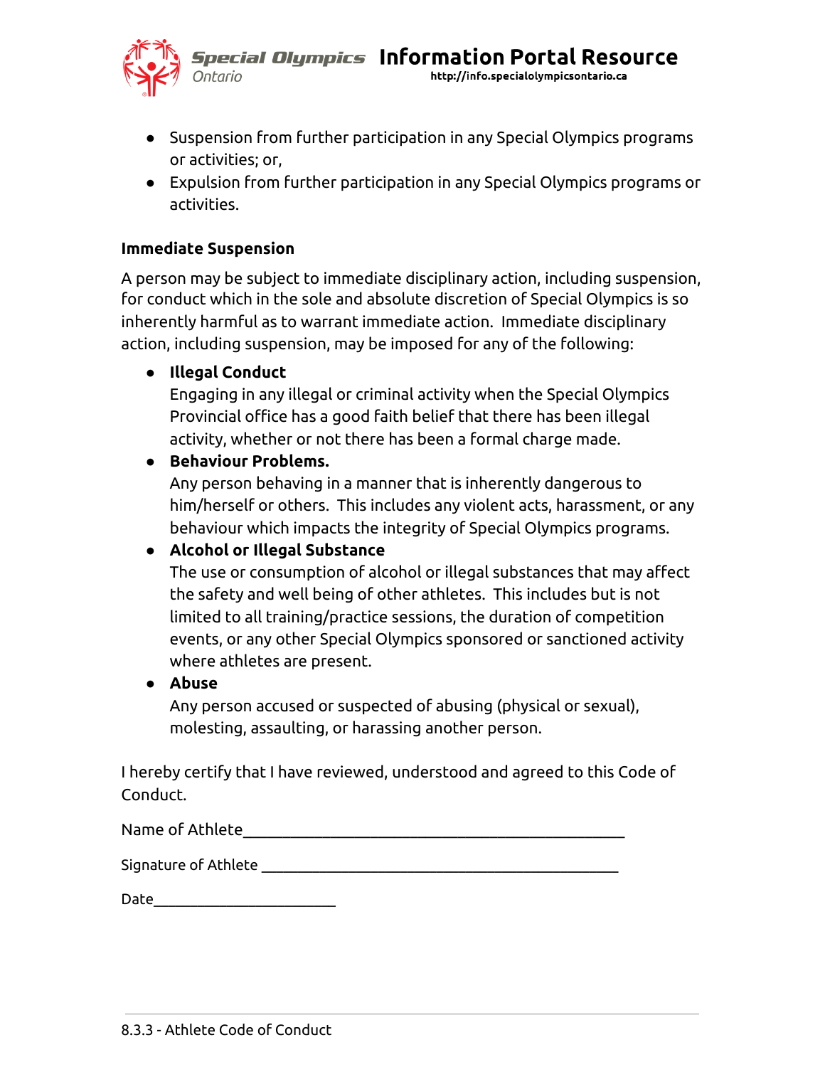- Suspension from further participation in any Special Olympics programs or activities; or,
- Expulsion from further participation in any Special Olympics programs or activities.

**Immediate Suspension**

A person may be subject to immediate disciplinary action, including suspension, for conduct which in the sole and absolute discretion of Special Olympics is so inherently harmful as to warrant immediate action. Immediate disciplinary action, including suspension, may be imposed for any of the following:

- **Illegal Conduct**
  Engaging in any illegal or criminal activity when the Special Olympics Provincial office has a good faith belief that there has been illegal activity, whether or not there has been a formal charge made.
- **Behaviour Problems.**
  Any person behaving in a manner that is inherently dangerous to him/herself or others. This includes any violent acts, harassment, or any behaviour which impacts the integrity of Special Olympics programs.
- **Alcohol or Illegal Substance**
  The use or consumption of alcohol or illegal substances that may affect the safety and well being of other athletes. This includes but is not limited to all training/practice sessions, the duration of competition events, or any other Special Olympics sponsored or sanctioned activity where athletes are present.
- **Abuse**
  Any person accused or suspected of abusing (physical or sexual), molesting, assaulting, or harassing another person.

I hereby certify that I have reviewed, understood and agreed to this Code of Conduct.

Name of Athlete_______________________________________________

Signature of Athlete ______________________________________________

Date________________________